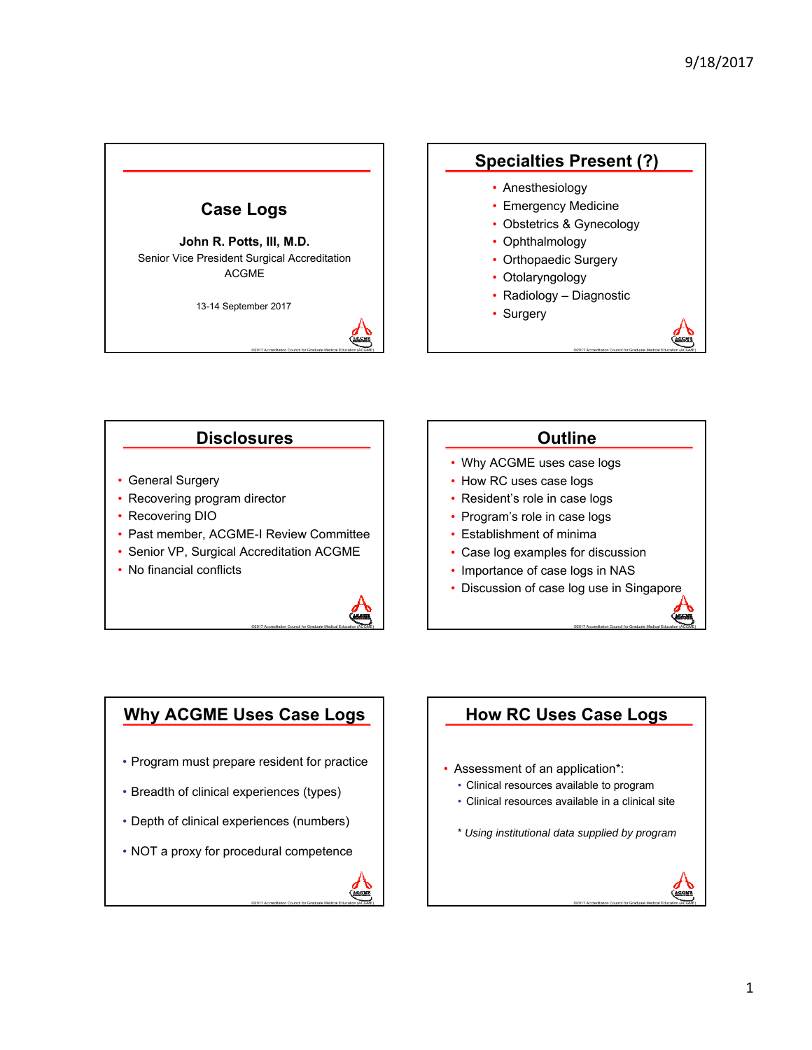## Case Logs

**John R. Potts, III, M.D.**

Senior Vice President Surgical Accreditation

ACGME

13-14 September 2017

## Specialties Present (?)

- Anesthesiology
- Emergency Medicine
- Obstetrics & Gynecology
- Ophthalmology
- Orthopaedic Surgery
- Otolaryngology
- Radiology – Diagnostic
- Surgery

## Disclosures

- General Surgery
- Recovering program director
- Recovering DIO
- Past member, ACGME-I Review Committee
- Senior VP, Surgical Accreditation ACGME
- No financial conflicts

## Outline

- Why ACGME uses case logs
- How RC uses case logs
- Resident's role in case logs
- Program's role in case logs
- Establishment of minima
- Case log examples for discussion
- Importance of case logs in NAS
- Discussion of case log use in Singapore

## Why ACGME Uses Case Logs

- Program must prepare resident for practice
- Breadth of clinical experiences (types)
- Depth of clinical experiences (numbers)
- NOT a proxy for procedural competence

## How RC Uses Case Logs

- Assessment of an application*:
  - Clinical resources available to program
  - Clinical resources available in a clinical site

*\* Using institutional data supplied by program*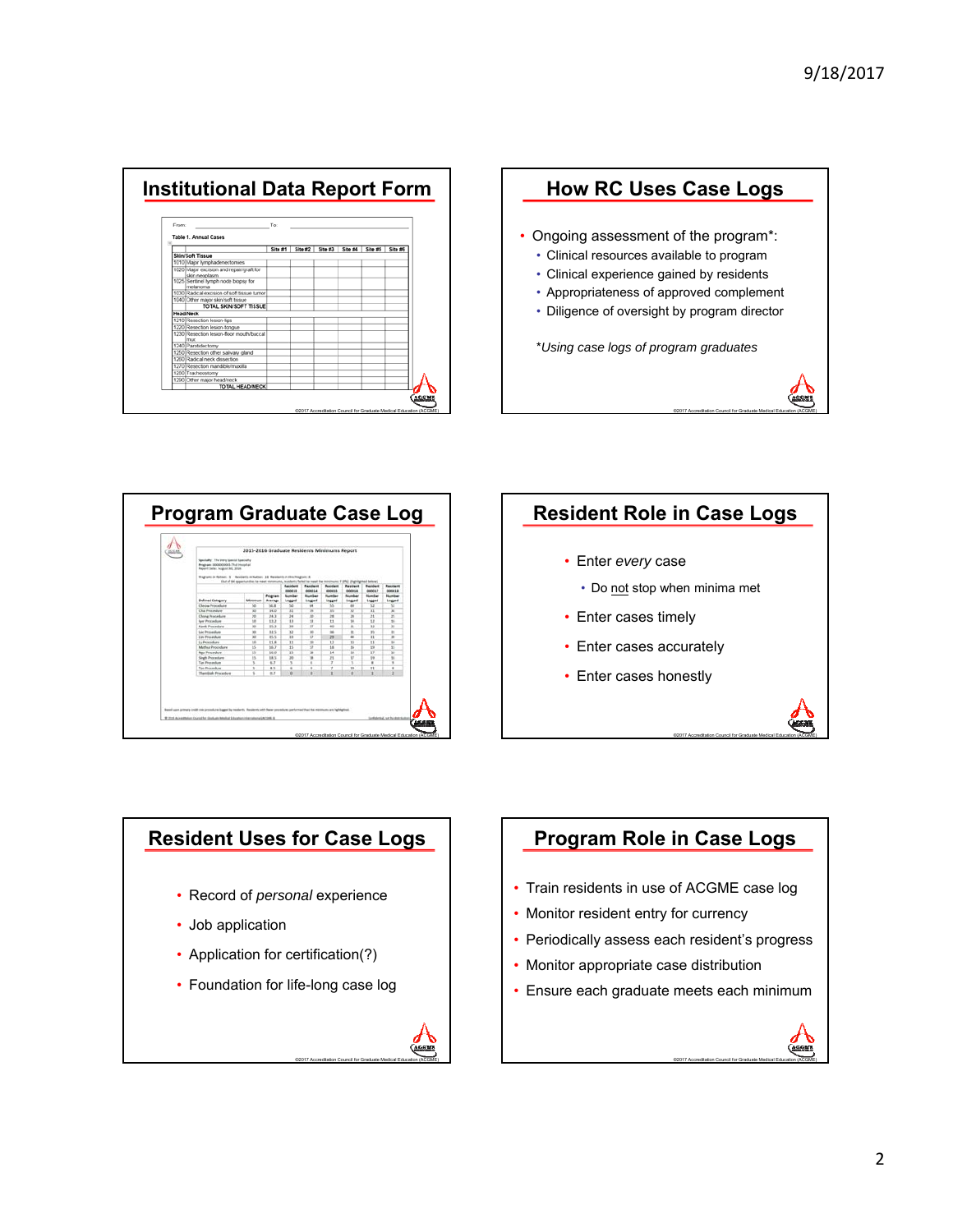## Institutional Data Report Form

From: ______________________ To: ______________________

Table 1. Annual Cases

| | Site #1 | Site #2 | Site #3 | Site #4 | Site #5 | Site #6 |
|---|---|---|---|---|---|---|
| **Skin/Soft Tissue** | | | | | | |
| 1010 Major lymphadenectomies | | | | | | |
| 1020 Major excision and repair/graft for skin neoplasm | | | | | | |
| 1025 Sentinel lymph node biopsy for melanoma | | | | | | |
| 1030 Radical excision of soft tissue tumor | | | | | | |
| 1040 Other major skin/soft tissue | | | | | | |
| TOTAL SKIN/SOFT TISSUE | | | | | | |
| **Head/Neck** | | | | | | |
| 1210 Resection lesion-lips | | | | | | |
| 1220 Resection lesion-tongue | | | | | | |
| 1230 Resection lesion-floor mouth/buccal mu. | | | | | | |
| 1240 Parotidectomy | | | | | | |
| 1250 Resection other salivary gland | | | | | | |
| 1260 Radical neck dissection | | | | | | |
| 1270 Resection mandible/maxilla | | | | | | |
| 1280 Tracheostomy | | | | | | |
| 1290 Other major head/neck | | | | | | |
| TOTAL HEAD/NECK | | | | | | |

## How RC Uses Case Logs

- Ongoing assessment of the program*:
  - Clinical resources available to program
  - Clinical experience gained by residents
  - Appropriateness of approved complement
  - Diligence of oversight by program director

*Using case logs of program graduates*

## Program Graduate Case Log

2015-2016 Graduate Residents Minimums Report

## Resident Role in Case Logs

- Enter *every* case
  - Do not stop when minima met
- Enter cases timely
- Enter cases accurately
- Enter cases honestly

## Resident Uses for Case Logs

- Record of *personal* experience
- Job application
- Application for certification(?)
- Foundation for life-long case log

## Program Role in Case Logs

- Train residents in use of ACGME case log
- Monitor resident entry for currency
- Periodically assess each resident's progress
- Monitor appropriate case distribution
- Ensure each graduate meets each minimum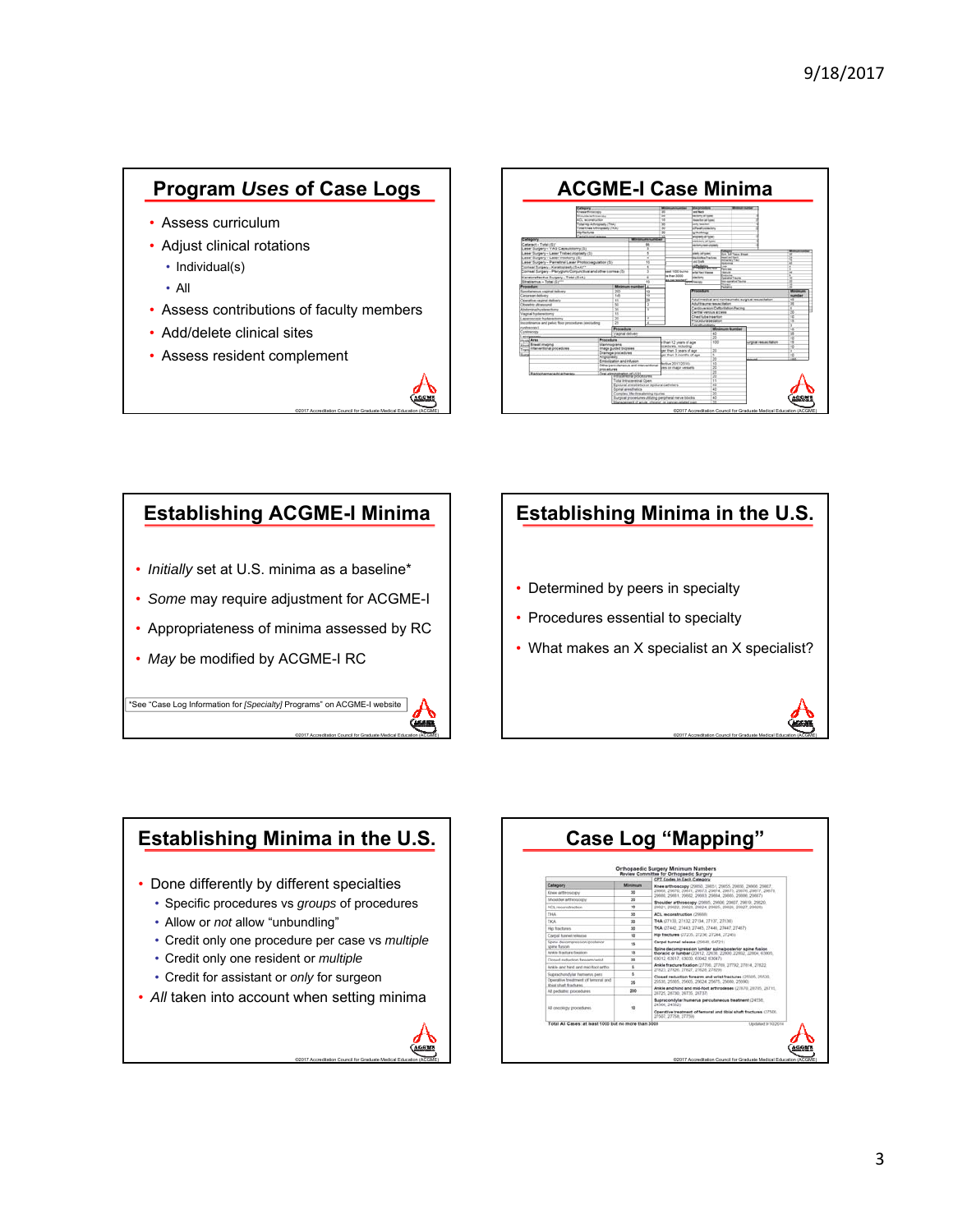## Program *Uses* of Case Logs

- Assess curriculum
- Adjust clinical rotations
  - Individual(s)
  - All
- Assess contributions of faculty members
- Add/delete clinical sites
- Assess resident complement

## ACGME-I Case Minima

## Establishing ACGME-I Minima

- *Initially* set at U.S. minima as a baseline*
- *Some* may require adjustment for ACGME-I
- Appropriateness of minima assessed by RC
- *May* be modified by ACGME-I RC

*See "Case Log Information for *[Specialty]* Programs" on ACGME-I website

## Establishing Minima in the U.S.

- Determined by peers in specialty
- Procedures essential to specialty
- What makes an X specialist an X specialist?

## Establishing Minima in the U.S.

- Done differently by different specialties
  - Specific procedures vs *groups* of procedures
  - Allow or *not* allow "unbundling"
  - Credit only one procedure per case vs *multiple*
  - Credit only one resident or *multiple*
  - Credit for assistant or *only* for surgeon
- *All* taken into account when setting minima

## Case Log "Mapping"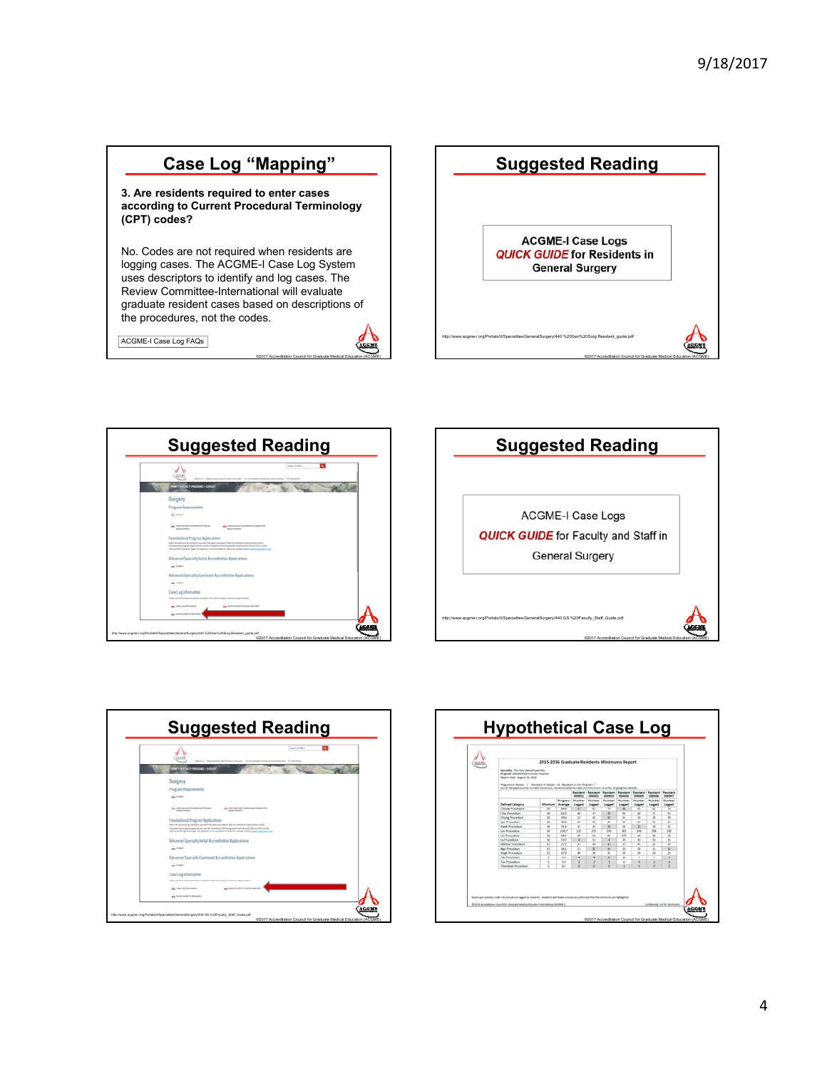## Case Log "Mapping"

**3. Are residents required to enter cases according to Current Procedural Terminology (CPT) codes?**

No. Codes are not required when residents are logging cases. The ACGME-I Case Log System uses descriptors to identify and log cases. The Review Committee-International will evaluate graduate resident cases based on descriptions of the procedures, not the codes.

ACGME-I Case Log FAQs

©2017 Accreditation Council for Graduate Medical Education (ACGME)

## Suggested Reading

**ACGME-I Case Logs**
***QUICK GUIDE*** **for Residents in General Surgery**

http://www.acgme-i.org/Portals/0/Specialties/GeneralSurgery/440.%20Gen%20Surg.Resident_guide.pdf

©2017 Accreditation Council for Graduate Medical Education (ACGME)

## Suggested Reading

http://www.acgme-i.org/Portals/0/Specialties/GeneralSurgery/440.%20Gen%20Surg.Resident_guide.pdf

©2017 Accreditation Council for Graduate Medical Education (ACGME)

## Suggested Reading

ACGME-I Case Logs
***QUICK GUIDE*** for Faculty and Staff in General Surgery

http://www.acgme-i.org/Portals/0/Specialties/GeneralSurgery/440.GS.%20Faculty_Staff_Guide.pdf

©2017 Accreditation Council for Graduate Medical Education (ACGME)

## Suggested Reading

http://www.acgme-i.org/Portals/0/Specialties/GeneralSurgery/440.GS.%20Faculty_Staff_Guide.pdf

©2017 Accreditation Council for Graduate Medical Education (ACGME)

## Hypothetical Case Log

2015-2016 Graduate Residents Minimums Report

©2017 Accreditation Council for Graduate Medical Education (ACGME)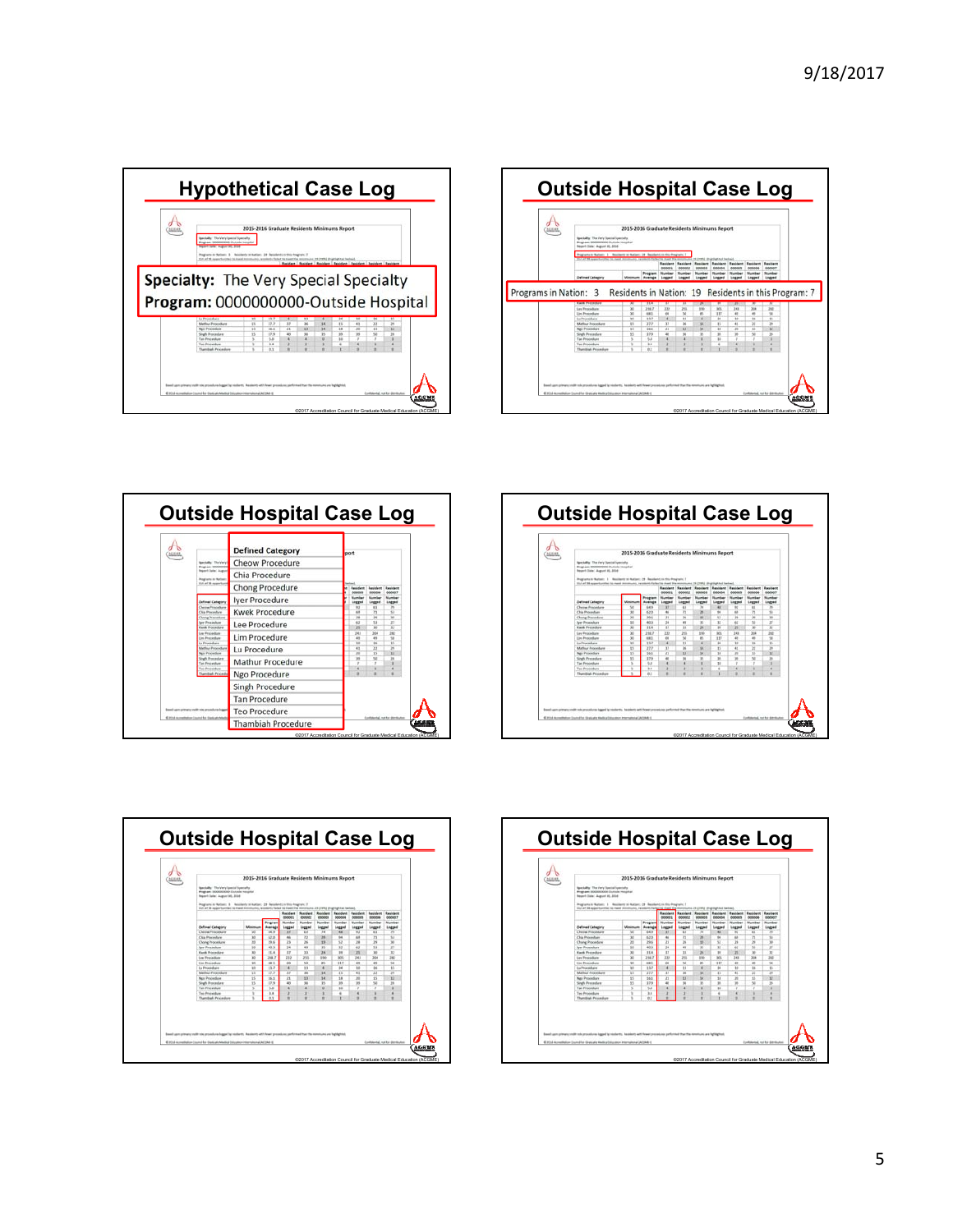# Hypothetical Case Log

2015-2016 Graduate Residents Minimums Report

**Specialty:** The Very Special Specialty
**Program:** 0000000000-Outside Hospital

©2017 Accreditation Council for Graduate Medical Education (ACGME)

# Outside Hospital Case Log

2015-2016 Graduate Residents Minimums Report

Programs in Nation: 3 Residents in Nation: 19 Residents in this Program: 7

©2017 Accreditation Council for Graduate Medical Education (ACGME)

# Outside Hospital Case Log

| Defined Category |
|---|
| Chew Procedure |
| Chia Procedure |
| Chong Procedure |
| Iyer Procedure |
| Kwek Procedure |
| Lee Procedure |
| Lim Procedure |
| Lu Procedure |
| Mathur Procedure |
| Ngo Procedure |
| Singh Procedure |
| Tan Procedure |
| Teo Procedure |
| Thambiah Procedure |

©2017 Accreditation Council for Graduate Medical Education (ACGME)

# Outside Hospital Case Log

2015-2016 Graduate Residents Minimums Report

©2017 Accreditation Council for Graduate Medical Education (ACGME)

# Outside Hospital Case Log

2015-2016 Graduate Residents Minimums Report

©2017 Accreditation Council for Graduate Medical Education (ACGME)

# Outside Hospital Case Log

2015-2016 Graduate Residents Minimums Report

©2017 Accreditation Council for Graduate Medical Education (ACGME)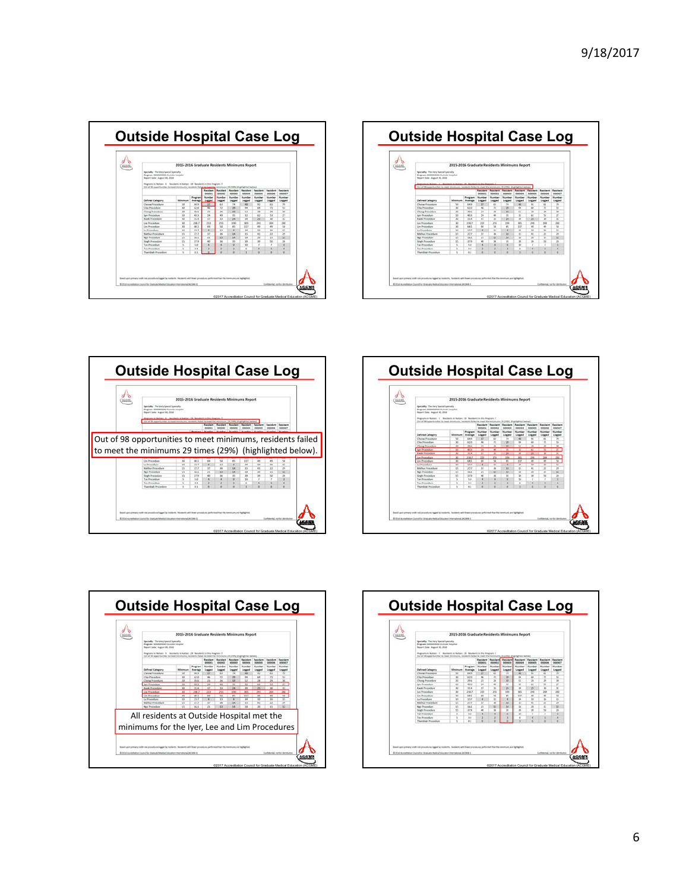## Outside Hospital Case Log

## Outside Hospital Case Log

## Outside Hospital Case Log

Out of 98 opportunities to meet minimums, residents failed to meet the minimums 29 times (29%) (highlighted below).

## Outside Hospital Case Log

## Outside Hospital Case Log

All residents at Outside Hospital met the minimums for the Iyer, Lee and Lim Procedures

## Outside Hospital Case Log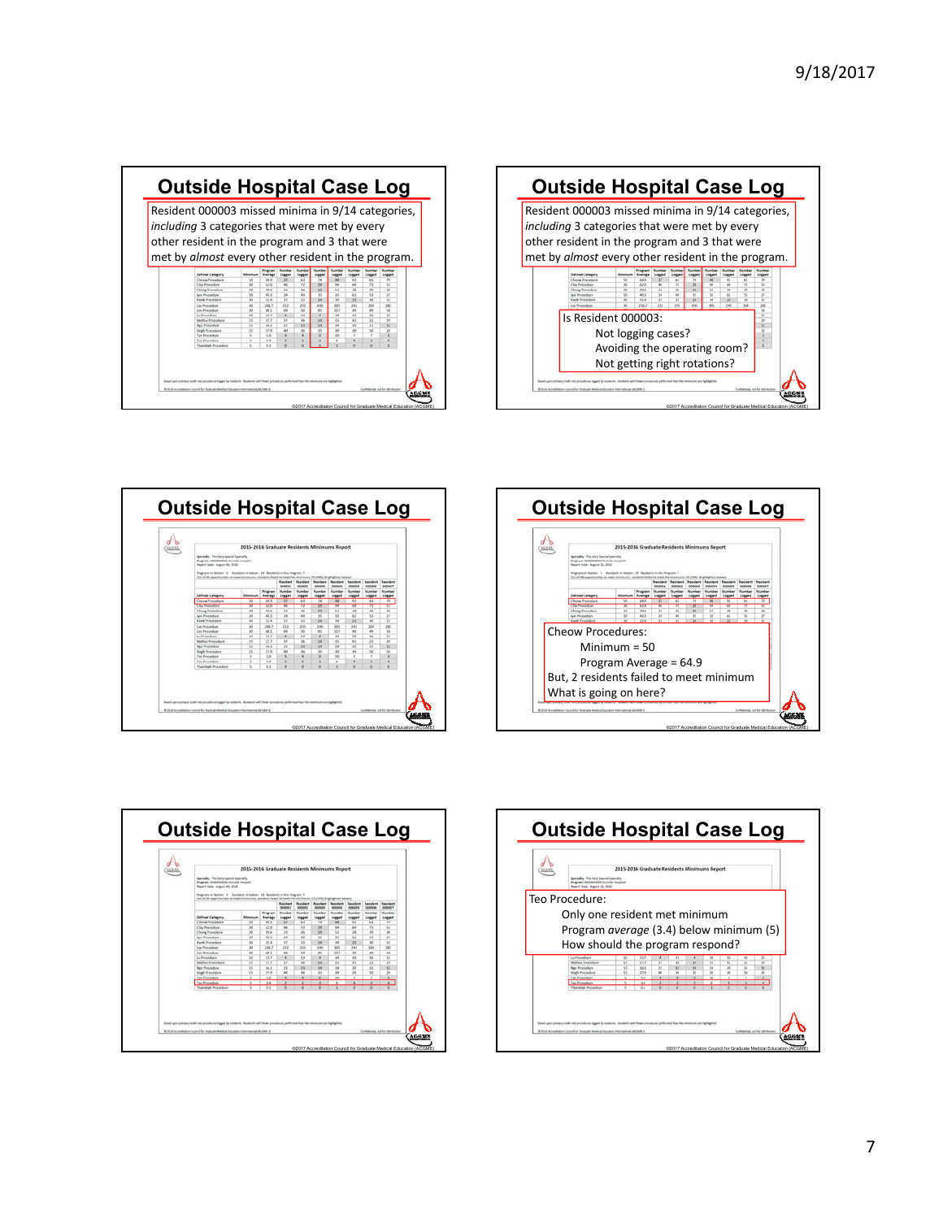## Outside Hospital Case Log

Resident 000003 missed minima in 9/14 categories, *including* 3 categories that were met by every other resident in the program and 3 that were met by *almost* every other resident in the program.

## Outside Hospital Case Log

Resident 000003 missed minima in 9/14 categories, *including* 3 categories that were met by every other resident in the program and 3 that were met by *almost* every other resident in the program.

Is Resident 000003:

- Not logging cases?
- Avoiding the operating room?
- Not getting right rotations?

## Outside Hospital Case Log

2015-2016 Graduate Residents Minimums Report

## Outside Hospital Case Log

Cheow Procedures:

- Minimum = 50
- Program Average = 64.9

But, 2 residents failed to meet minimum

What is going on here?

## Outside Hospital Case Log

2015-2016 Graduate Residents Minimums Report

## Outside Hospital Case Log

Teo Procedure:

- Only one resident met minimum
- Program *average* (3.4) below minimum (5)
- How should the program respond?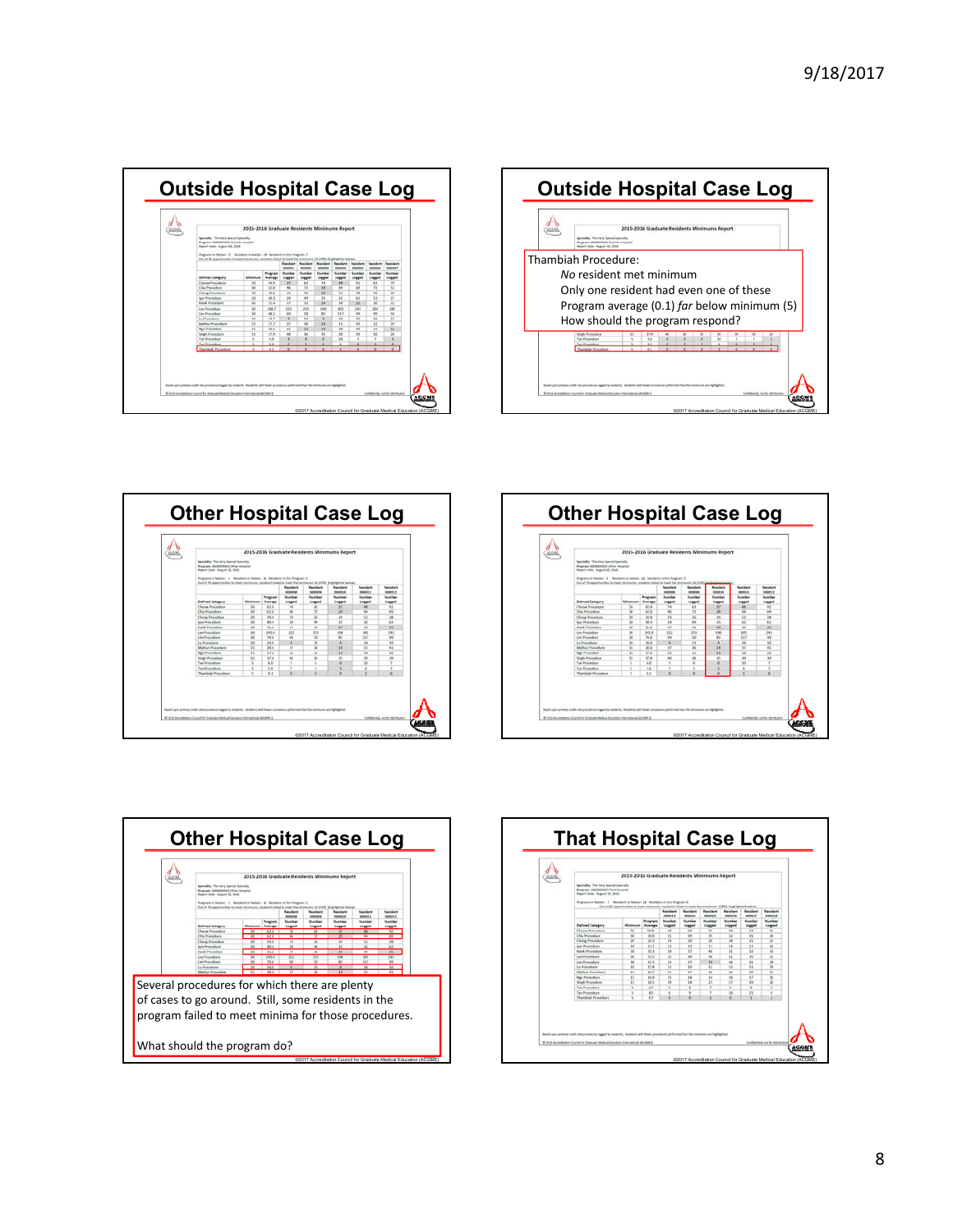## Outside Hospital Case Log

## Outside Hospital Case Log

Thambiah Procedure:

*No* resident met minimum

Only one resident had even one of these

Program average (0.1) *far* below minimum (5)

How should the program respond?

## Other Hospital Case Log

## Other Hospital Case Log

## Other Hospital Case Log

Several procedures for which there are plenty of cases to go around. Still, some residents in the program failed to meet minima for those procedures.

What should the program do?

## That Hospital Case Log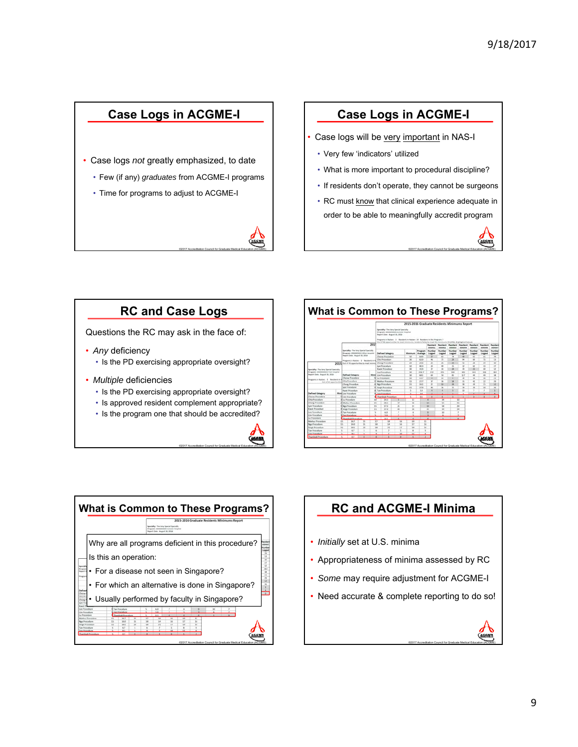## Case Logs in ACGME-I

- Case logs *not* greatly emphasized, to date
  - Few (if any) *graduates* from ACGME-I programs
  - Time for programs to adjust to ACGME-I

## Case Logs in ACGME-I

- Case logs will be very important in NAS-I
  - Very few 'indicators' utilized
  - What is more important to procedural discipline?
  - If residents don't operate, they cannot be surgeons
  - RC must know that clinical experience adequate in order to be able to meaningfully accredit program

## RC and Case Logs

Questions the RC may ask in the face of:

- *Any* deficiency
  - Is the PD exercising appropriate oversight?
- *Multiple* deficiencies
  - Is the PD exercising appropriate oversight?
  - Is approved resident complement appropriate?
  - Is the program one that should be accredited?

## What is Common to These Programs?

2015-2016 Graduate Residents Minimums Report

## What is Common to These Programs?

2015-2016 Graduate Residents Minimums Report

Why are all programs deficient in this procedure?

Is this an operation:

- For a disease not seen in Singapore?
- For which an alternative is done in Singapore?
- Usually performed by faculty in Singapore?

## RC and ACGME-I Minima

- *Initially* set at U.S. minima
- Appropriateness of minima assessed by RC
- *Some* may require adjustment for ACGME-I
- Need accurate & complete reporting to do so!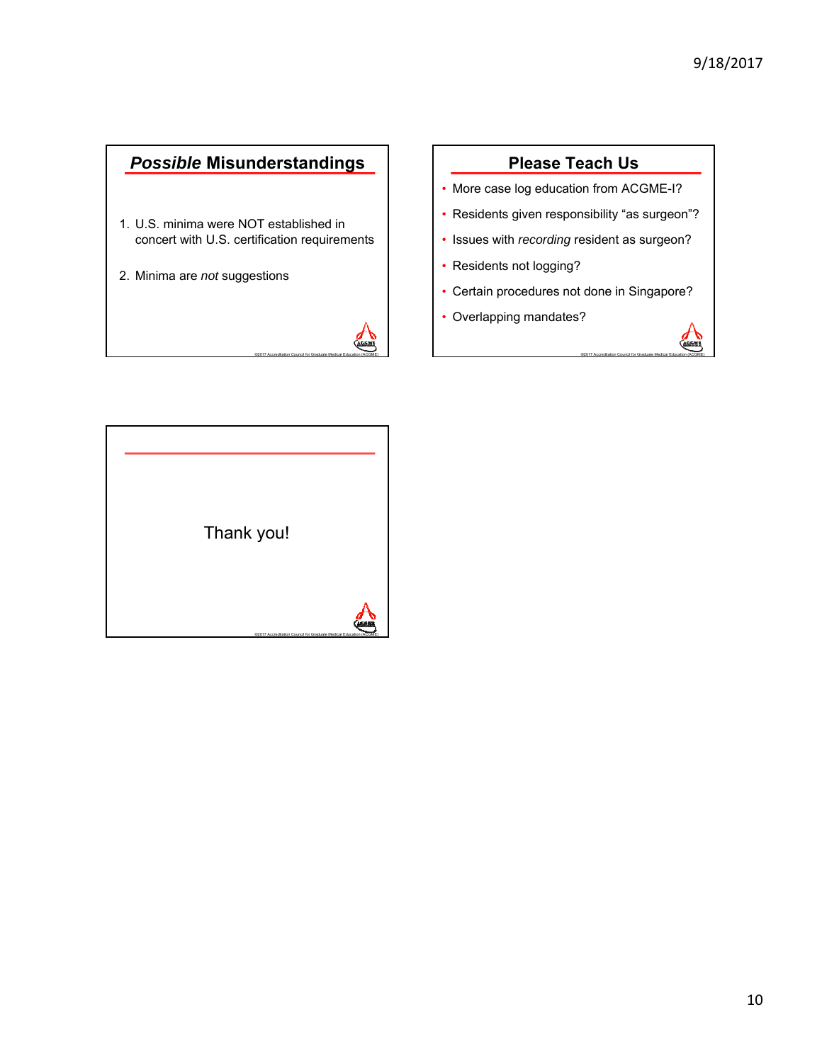## *Possible* Misunderstandings

1. U.S. minima were NOT established in concert with U.S. certification requirements
2. Minima are *not* suggestions

©2017 Accreditation Council for Graduate Medical Education (ACGME)

## Please Teach Us

- More case log education from ACGME-I?
- Residents given responsibility "as surgeon"?
- Issues with *recording* resident as surgeon?
- Residents not logging?
- Certain procedures not done in Singapore?
- Overlapping mandates?

©2017 Accreditation Council for Graduate Medical Education (ACGME)

Thank you!

©2017 Accreditation Council for Graduate Medical Education (ACGME)